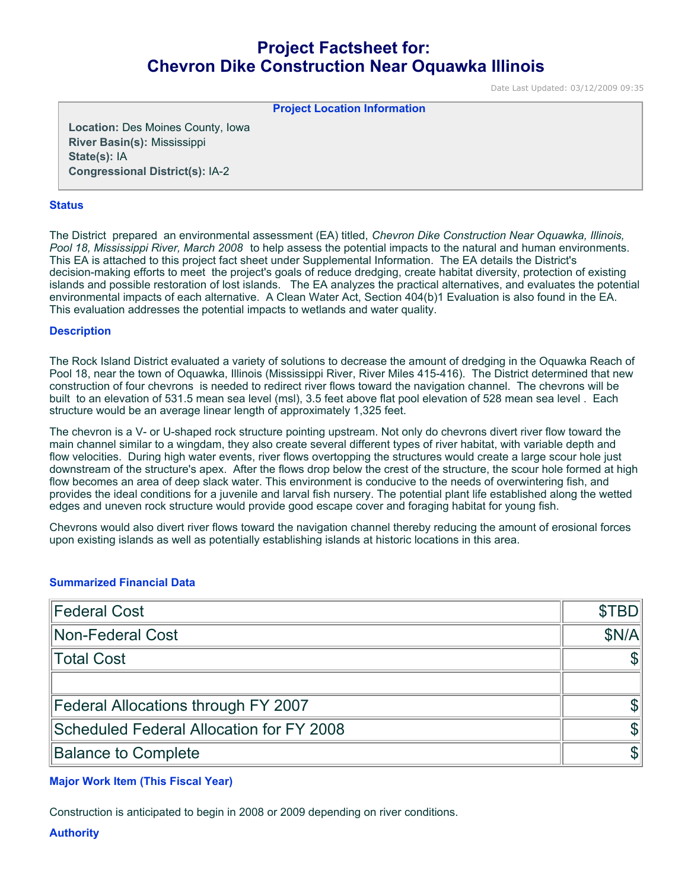# Project Factsheet for:
# Chevron Dike Construction Near Oquawka Illinois

Date Last Updated: 03/12/2009 09:35

**Project Location Information**

**Location:** Des Moines County, Iowa
**River Basin(s):** Mississippi
**State(s):** IA
**Congressional District(s):** IA-2

## Status

The District prepared an environmental assessment (EA) titled, *Chevron Dike Construction Near Oquawka, Illinois, Pool 18, Mississippi River, March 2008* to help assess the potential impacts to the natural and human environments. This EA is attached to this project fact sheet under Supplemental Information. The EA details the District's decision-making efforts to meet the project's goals of reduce dredging, create habitat diversity, protection of existing islands and possible restoration of lost islands. The EA analyzes the practical alternatives, and evaluates the potential environmental impacts of each alternative. A Clean Water Act, Section 404(b)1 Evaluation is also found in the EA. This evaluation addresses the potential impacts to wetlands and water quality.

## Description

The Rock Island District evaluated a variety of solutions to decrease the amount of dredging in the Oquawka Reach of Pool 18, near the town of Oquawka, Illinois (Mississippi River, River Miles 415-416). The District determined that new construction of four chevrons is needed to redirect river flows toward the navigation channel. The chevrons will be built to an elevation of 531.5 mean sea level (msl), 3.5 feet above flat pool elevation of 528 mean sea level . Each structure would be an average linear length of approximately 1,325 feet.

The chevron is a V- or U-shaped rock structure pointing upstream. Not only do chevrons divert river flow toward the main channel similar to a wingdam, they also create several different types of river habitat, with variable depth and flow velocities. During high water events, river flows overtopping the structures would create a large scour hole just downstream of the structure's apex. After the flows drop below the crest of the structure, the scour hole formed at high flow becomes an area of deep slack water. This environment is conducive to the needs of overwintering fish, and provides the ideal conditions for a juvenile and larval fish nursery. The potential plant life established along the wetted edges and uneven rock structure would provide good escape cover and foraging habitat for young fish.

Chevrons would also divert river flows toward the navigation channel thereby reducing the amount of erosional forces upon existing islands as well as potentially establishing islands at historic locations in this area.

## Summarized Financial Data

| | |
|---|---|
| Federal Cost | $TBD |
| Non-Federal Cost | $N/A |
| Total Cost | $ |
| | |
| Federal Allocations through FY 2007 | $ |
| Scheduled Federal Allocation for FY 2008 | $ |
| Balance to Complete | $ |

## Major Work Item (This Fiscal Year)

Construction is anticipated to begin in 2008 or 2009 depending on river conditions.

## Authority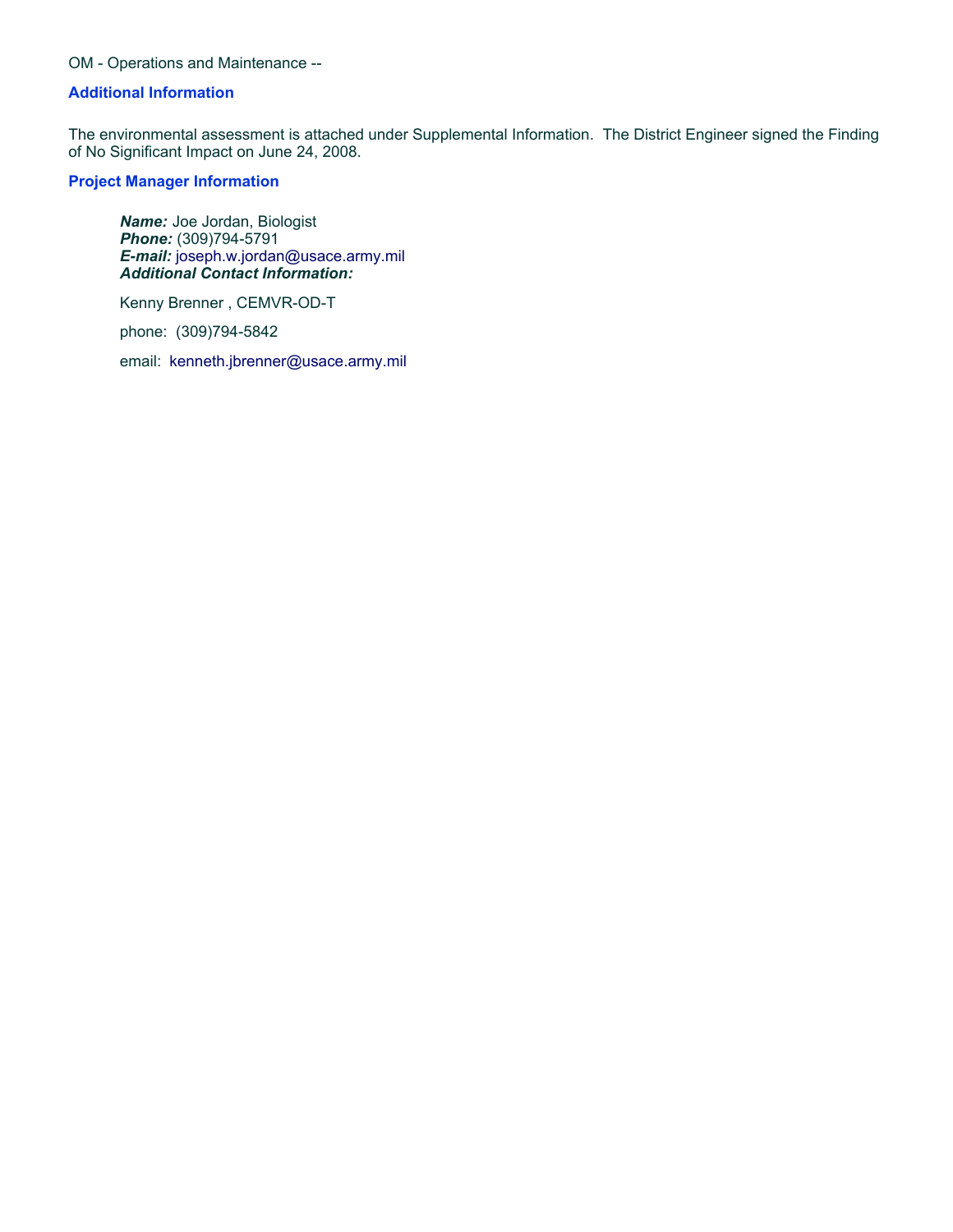OM - Operations and Maintenance --

## Additional Information

The environmental assessment is attached under Supplemental Information. The District Engineer signed the Finding of No Significant Impact on June 24, 2008.

## Project Manager Information

***Name:*** Joe Jordan, Biologist
***Phone:*** (309)794-5791
***E-mail:*** joseph.w.jordan@usace.army.mil
***Additional Contact Information:***

Kenny Brenner , CEMVR-OD-T

phone: (309)794-5842

email: kenneth.jbrenner@usace.army.mil